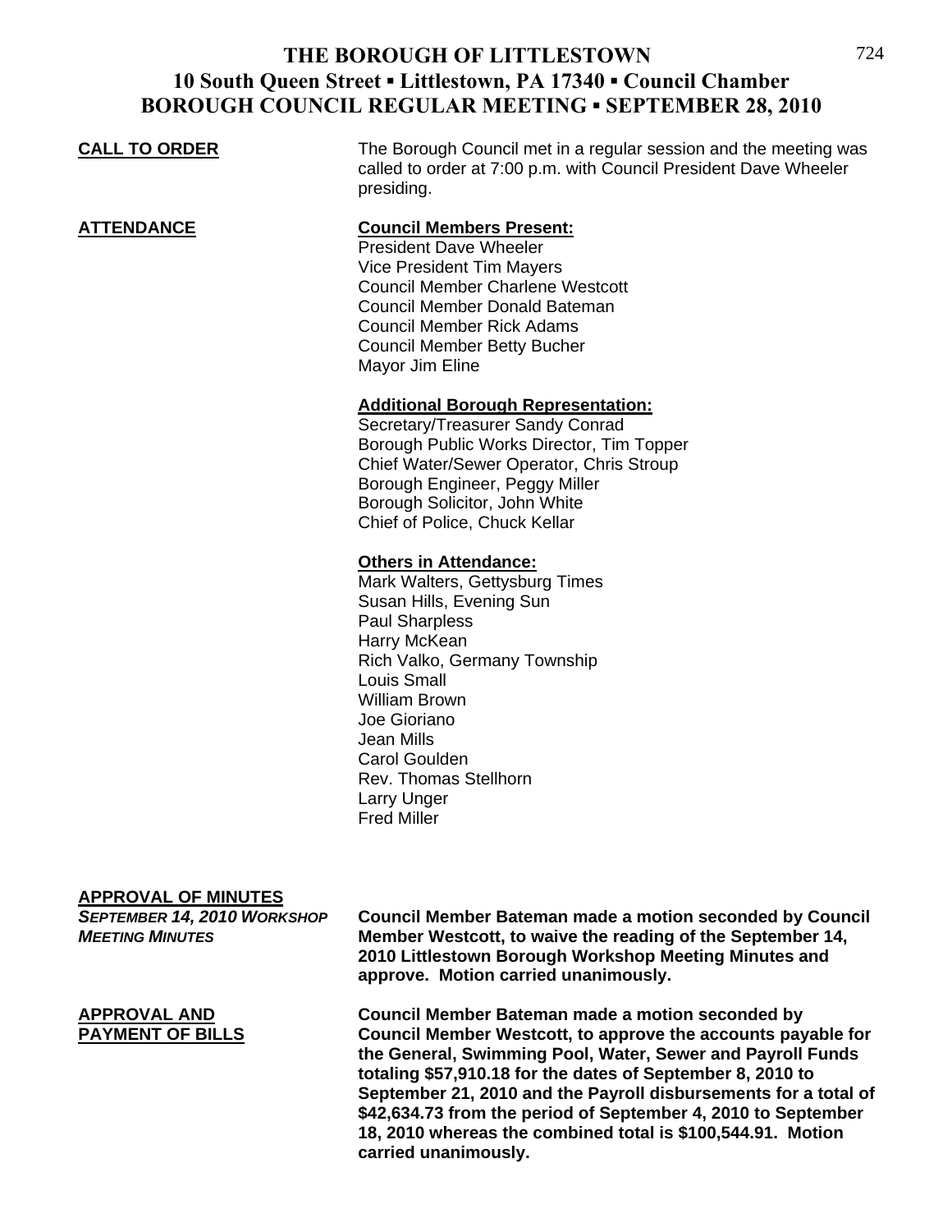# THE BOROUGH OF LITTLESTOWN
## 10 South Queen Street ▪ Littlestown, PA 17340 ▪ Council Chamber
## BOROUGH COUNCIL REGULAR MEETING ▪ SEPTEMBER 28, 2010

**CALL TO ORDER**

The Borough Council met in a regular session and the meeting was called to order at 7:00 p.m. with Council President Dave Wheeler presiding.

**ATTENDANCE**

**Council Members Present:**
President Dave Wheeler
Vice President Tim Mayers
Council Member Charlene Westcott
Council Member Donald Bateman
Council Member Rick Adams
Council Member Betty Bucher
Mayor Jim Eline

**Additional Borough Representation:**
Secretary/Treasurer Sandy Conrad
Borough Public Works Director, Tim Topper
Chief Water/Sewer Operator, Chris Stroup
Borough Engineer, Peggy Miller
Borough Solicitor, John White
Chief of Police, Chuck Kellar

**Others in Attendance:**
Mark Walters, Gettysburg Times
Susan Hills, Evening Sun
Paul Sharpless
Harry McKean
Rich Valko, Germany Township
Louis Small
William Brown
Joe Gioriano
Jean Mills
Carol Goulden
Rev. Thomas Stellhorn
Larry Unger
Fred Miller

**APPROVAL OF MINUTES**

***SEPTEMBER 14, 2010 WORKSHOP MEETING MINUTES***

**Council Member Bateman made a motion seconded by Council Member Westcott, to waive the reading of the September 14, 2010 Littlestown Borough Workshop Meeting Minutes and approve. Motion carried unanimously.**

**APPROVAL AND PAYMENT OF BILLS**

**Council Member Bateman made a motion seconded by Council Member Westcott, to approve the accounts payable for the General, Swimming Pool, Water, Sewer and Payroll Funds totaling $57,910.18 for the dates of September 8, 2010 to September 21, 2010 and the Payroll disbursements for a total of $42,634.73 from the period of September 4, 2010 to September 18, 2010 whereas the combined total is $100,544.91. Motion carried unanimously.**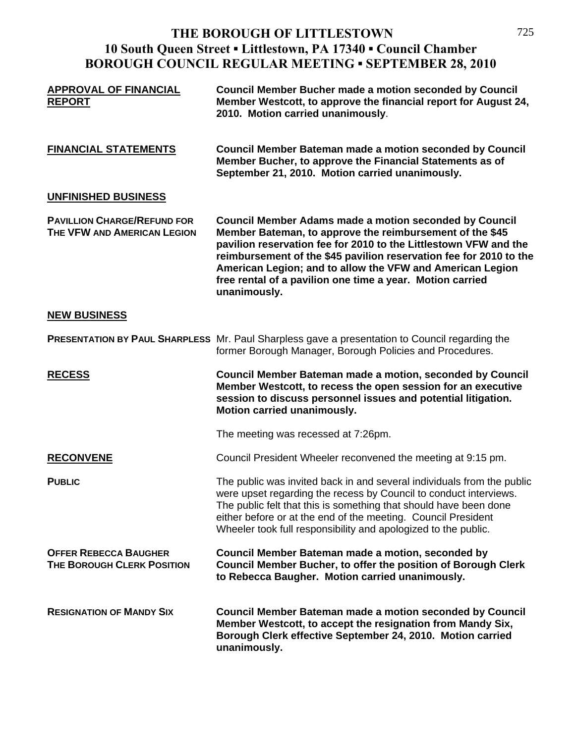# THE BOROUGH OF LITTLESTOWN
## 10 South Queen Street ▪ Littlestown, PA 17340 ▪ Council Chamber
## BOROUGH COUNCIL REGULAR MEETING ▪ SEPTEMBER 28, 2010

**APPROVAL OF FINANCIAL REPORT**

**Council Member Bucher made a motion seconded by Council Member Westcott, to approve the financial report for August 24, 2010. Motion carried unanimously**.

**FINANCIAL STATEMENTS**

**Council Member Bateman made a motion seconded by Council Member Bucher, to approve the Financial Statements as of September 21, 2010. Motion carried unanimously.**

**UNFINISHED BUSINESS**

**PAVILLION CHARGE/REFUND FOR THE VFW AND AMERICAN LEGION**

**Council Member Adams made a motion seconded by Council Member Bateman, to approve the reimbursement of the $45 pavilion reservation fee for 2010 to the Littlestown VFW and the reimbursement of the $45 pavilion reservation fee for 2010 to the American Legion; and to allow the VFW and American Legion free rental of a pavilion one time a year. Motion carried unanimously.**

**NEW BUSINESS**

**PRESENTATION BY PAUL SHARPLESS**

Mr. Paul Sharpless gave a presentation to Council regarding the former Borough Manager, Borough Policies and Procedures.

**RECESS**

**Council Member Bateman made a motion, seconded by Council Member Westcott, to recess the open session for an executive session to discuss personnel issues and potential litigation. Motion carried unanimously.**

The meeting was recessed at 7:26pm.

**RECONVENE**

Council President Wheeler reconvened the meeting at 9:15 pm.

**PUBLIC**

The public was invited back in and several individuals from the public were upset regarding the recess by Council to conduct interviews. The public felt that this is something that should have been done either before or at the end of the meeting. Council President Wheeler took full responsibility and apologized to the public.

**OFFER REBECCA BAUGHER THE BOROUGH CLERK POSITION**

**Council Member Bateman made a motion, seconded by Council Member Bucher, to offer the position of Borough Clerk to Rebecca Baugher. Motion carried unanimously.**

**RESIGNATION OF MANDY SIX**

**Council Member Bateman made a motion seconded by Council Member Westcott, to accept the resignation from Mandy Six, Borough Clerk effective September 24, 2010. Motion carried unanimously.**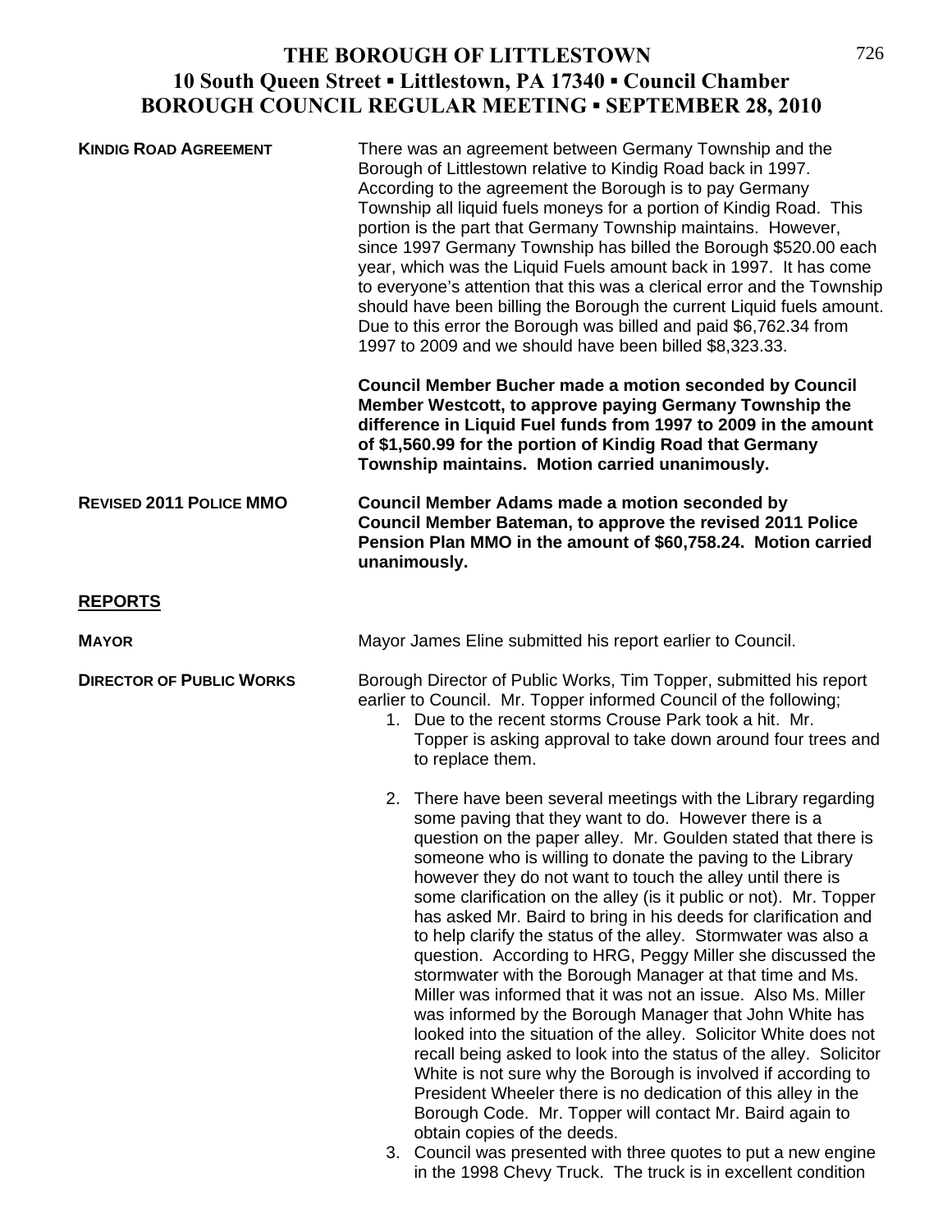**KINDIG ROAD AGREEMENT**

There was an agreement between Germany Township and the Borough of Littlestown relative to Kindig Road back in 1997. According to the agreement the Borough is to pay Germany Township all liquid fuels moneys for a portion of Kindig Road. This portion is the part that Germany Township maintains. However, since 1997 Germany Township has billed the Borough $520.00 each year, which was the Liquid Fuels amount back in 1997. It has come to everyone's attention that this was a clerical error and the Township should have been billing the Borough the current Liquid fuels amount. Due to this error the Borough was billed and paid $6,762.34 from 1997 to 2009 and we should have been billed $8,323.33.

**Council Member Bucher made a motion seconded by Council Member Westcott, to approve paying Germany Township the difference in Liquid Fuel funds from 1997 to 2009 in the amount of $1,560.99 for the portion of Kindig Road that Germany Township maintains. Motion carried unanimously.**

**REVISED 2011 POLICE MMO**

**Council Member Adams made a motion seconded by Council Member Bateman, to approve the revised 2011 Police Pension Plan MMO in the amount of $60,758.24. Motion carried unanimously.**

## REPORTS

**MAYOR**

Mayor James Eline submitted his report earlier to Council.

**DIRECTOR OF PUBLIC WORKS**

Borough Director of Public Works, Tim Topper, submitted his report earlier to Council. Mr. Topper informed Council of the following;

1. Due to the recent storms Crouse Park took a hit. Mr. Topper is asking approval to take down around four trees and to replace them.

2. There have been several meetings with the Library regarding some paving that they want to do. However there is a question on the paper alley. Mr. Goulden stated that there is someone who is willing to donate the paving to the Library however they do not want to touch the alley until there is some clarification on the alley (is it public or not). Mr. Topper has asked Mr. Baird to bring in his deeds for clarification and to help clarify the status of the alley. Stormwater was also a question. According to HRG, Peggy Miller she discussed the stormwater with the Borough Manager at that time and Ms. Miller was informed that it was not an issue. Also Ms. Miller was informed by the Borough Manager that John White has looked into the situation of the alley. Solicitor White does not recall being asked to look into the status of the alley. Solicitor White is not sure why the Borough is involved if according to President Wheeler there is no dedication of this alley in the Borough Code. Mr. Topper will contact Mr. Baird again to obtain copies of the deeds.
3. Council was presented with three quotes to put a new engine in the 1998 Chevy Truck. The truck is in excellent condition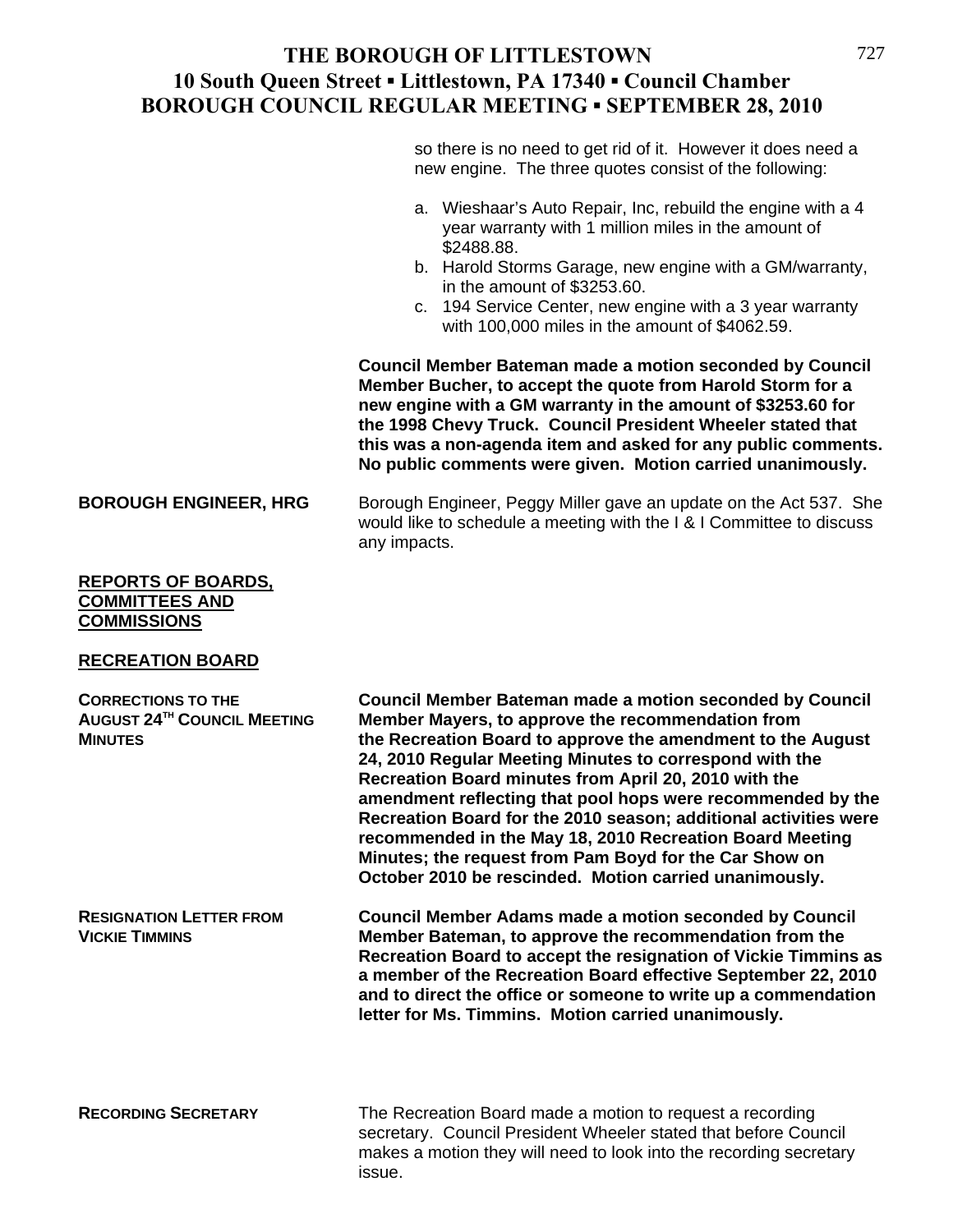so there is no need to get rid of it. However it does need a new engine. The three quotes consist of the following:

a. Wieshaar's Auto Repair, Inc, rebuild the engine with a 4 year warranty with 1 million miles in the amount of $2488.88.
b. Harold Storms Garage, new engine with a GM/warranty, in the amount of $3253.60.
c. 194 Service Center, new engine with a 3 year warranty with 100,000 miles in the amount of $4062.59.

**Council Member Bateman made a motion seconded by Council Member Bucher, to accept the quote from Harold Storm for a new engine with a GM warranty in the amount of $3253.60 for the 1998 Chevy Truck. Council President Wheeler stated that this was a non-agenda item and asked for any public comments. No public comments were given. Motion carried unanimously.**

**BOROUGH ENGINEER, HRG**

Borough Engineer, Peggy Miller gave an update on the Act 537. She would like to schedule a meeting with the I & I Committee to discuss any impacts.

## REPORTS OF BOARDS, COMMITTEES AND COMMISSIONS

### RECREATION BOARD

**CORRECTIONS TO THE AUGUST 24TH COUNCIL MEETING MINUTES**

**Council Member Bateman made a motion seconded by Council Member Mayers, to approve the recommendation from the Recreation Board to approve the amendment to the August 24, 2010 Regular Meeting Minutes to correspond with the Recreation Board minutes from April 20, 2010 with the amendment reflecting that pool hops were recommended by the Recreation Board for the 2010 season; additional activities were recommended in the May 18, 2010 Recreation Board Meeting Minutes; the request from Pam Boyd for the Car Show on October 2010 be rescinded. Motion carried unanimously.**

**RESIGNATION LETTER FROM VICKIE TIMMINS**

**Council Member Adams made a motion seconded by Council Member Bateman, to approve the recommendation from the Recreation Board to accept the resignation of Vickie Timmins as a member of the Recreation Board effective September 22, 2010 and to direct the office or someone to write up a commendation letter for Ms. Timmins. Motion carried unanimously.**

**RECORDING SECRETARY**

The Recreation Board made a motion to request a recording secretary. Council President Wheeler stated that before Council makes a motion they will need to look into the recording secretary issue.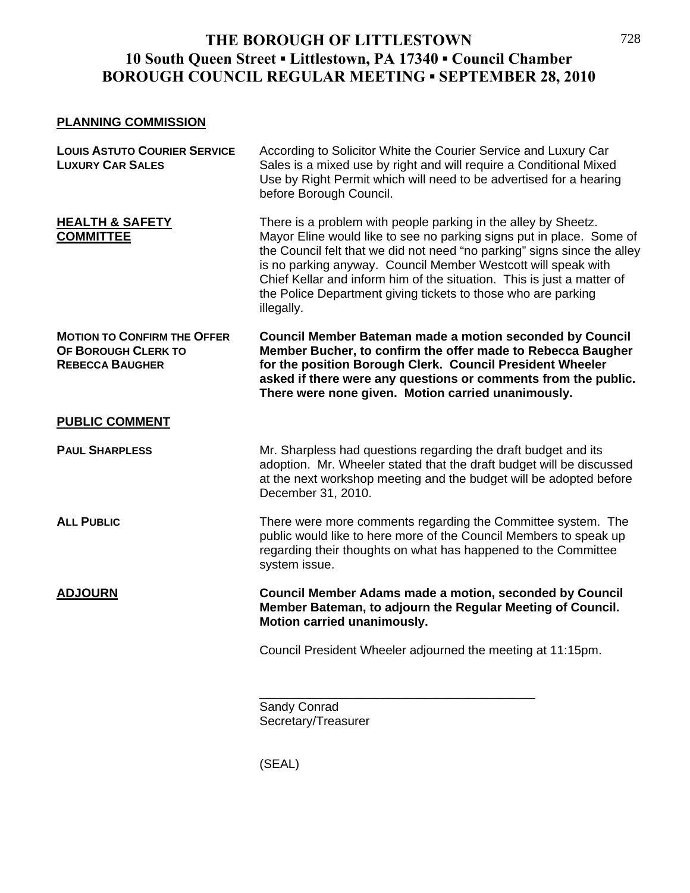# THE BOROUGH OF LITTLESTOWN
## 10 South Queen Street ▪ Littlestown, PA 17340 ▪ Council Chamber
## BOROUGH COUNCIL REGULAR MEETING ▪ SEPTEMBER 28, 2010

**PLANNING COMMISSION**

**LOUIS ASTUTO COURIER SERVICE LUXURY CAR SALES**

According to Solicitor White the Courier Service and Luxury Car Sales is a mixed use by right and will require a Conditional Mixed Use by Right Permit which will need to be advertised for a hearing before Borough Council.

**HEALTH & SAFETY COMMITTEE**

There is a problem with people parking in the alley by Sheetz. Mayor Eline would like to see no parking signs put in place. Some of the Council felt that we did not need "no parking" signs since the alley is no parking anyway. Council Member Westcott will speak with Chief Kellar and inform him of the situation. This is just a matter of the Police Department giving tickets to those who are parking illegally.

**MOTION TO CONFIRM THE OFFER OF BOROUGH CLERK TO REBECCA BAUGHER**

**Council Member Bateman made a motion seconded by Council Member Bucher, to confirm the offer made to Rebecca Baugher for the position Borough Clerk. Council President Wheeler asked if there were any questions or comments from the public. There were none given. Motion carried unanimously.**

**PUBLIC COMMENT**

**PAUL SHARPLESS**

Mr. Sharpless had questions regarding the draft budget and its adoption. Mr. Wheeler stated that the draft budget will be discussed at the next workshop meeting and the budget will be adopted before December 31, 2010.

**ALL PUBLIC**

There were more comments regarding the Committee system. The public would like to here more of the Council Members to speak up regarding their thoughts on what has happened to the Committee system issue.

**ADJOURN**

**Council Member Adams made a motion, seconded by Council Member Bateman, to adjourn the Regular Meeting of Council. Motion carried unanimously.**

Council President Wheeler adjourned the meeting at 11:15pm.

\_\_\_\_\_\_\_\_\_\_\_\_\_\_\_\_\_\_\_\_\_\_\_\_\_\_\_\_\_\_\_\_\_\_\_\_\_\_\_\_

Sandy Conrad
Secretary/Treasurer

(SEAL)